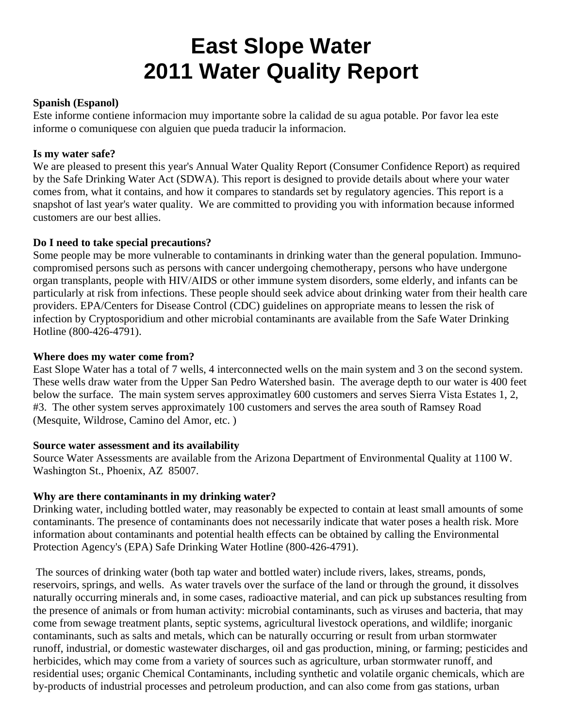# East Slope Water
# 2011 Water Quality Report

**Spanish (Espanol)**
Este informe contiene informacion muy importante sobre la calidad de su agua potable. Por favor lea este informe o comuniquese con alguien que pueda traducir la informacion.

**Is my water safe?**
We are pleased to present this year's Annual Water Quality Report (Consumer Confidence Report) as required by the Safe Drinking Water Act (SDWA). This report is designed to provide details about where your water comes from, what it contains, and how it compares to standards set by regulatory agencies. This report is a snapshot of last year's water quality. We are committed to providing you with information because informed customers are our best allies.

**Do I need to take special precautions?**
Some people may be more vulnerable to contaminants in drinking water than the general population. Immuno-compromised persons such as persons with cancer undergoing chemotherapy, persons who have undergone organ transplants, people with HIV/AIDS or other immune system disorders, some elderly, and infants can be particularly at risk from infections. These people should seek advice about drinking water from their health care providers. EPA/Centers for Disease Control (CDC) guidelines on appropriate means to lessen the risk of infection by Cryptosporidium and other microbial contaminants are available from the Safe Water Drinking Hotline (800-426-4791).

**Where does my water come from?**
East Slope Water has a total of 7 wells, 4 interconnected wells on the main system and 3 on the second system. These wells draw water from the Upper San Pedro Watershed basin. The average depth to our water is 400 feet below the surface. The main system serves approximatley 600 customers and serves Sierra Vista Estates 1, 2, #3. The other system serves approximately 100 customers and serves the area south of Ramsey Road (Mesquite, Wildrose, Camino del Amor, etc. )

**Source water assessment and its availability**
Source Water Assessments are available from the Arizona Department of Environmental Quality at 1100 W. Washington St., Phoenix, AZ 85007.

**Why are there contaminants in my drinking water?**
Drinking water, including bottled water, may reasonably be expected to contain at least small amounts of some contaminants. The presence of contaminants does not necessarily indicate that water poses a health risk. More information about contaminants and potential health effects can be obtained by calling the Environmental Protection Agency's (EPA) Safe Drinking Water Hotline (800-426-4791).

The sources of drinking water (both tap water and bottled water) include rivers, lakes, streams, ponds, reservoirs, springs, and wells. As water travels over the surface of the land or through the ground, it dissolves naturally occurring minerals and, in some cases, radioactive material, and can pick up substances resulting from the presence of animals or from human activity: microbial contaminants, such as viruses and bacteria, that may come from sewage treatment plants, septic systems, agricultural livestock operations, and wildlife; inorganic contaminants, such as salts and metals, which can be naturally occurring or result from urban stormwater runoff, industrial, or domestic wastewater discharges, oil and gas production, mining, or farming; pesticides and herbicides, which may come from a variety of sources such as agriculture, urban stormwater runoff, and residential uses; organic Chemical Contaminants, including synthetic and volatile organic chemicals, which are by-products of industrial processes and petroleum production, and can also come from gas stations, urban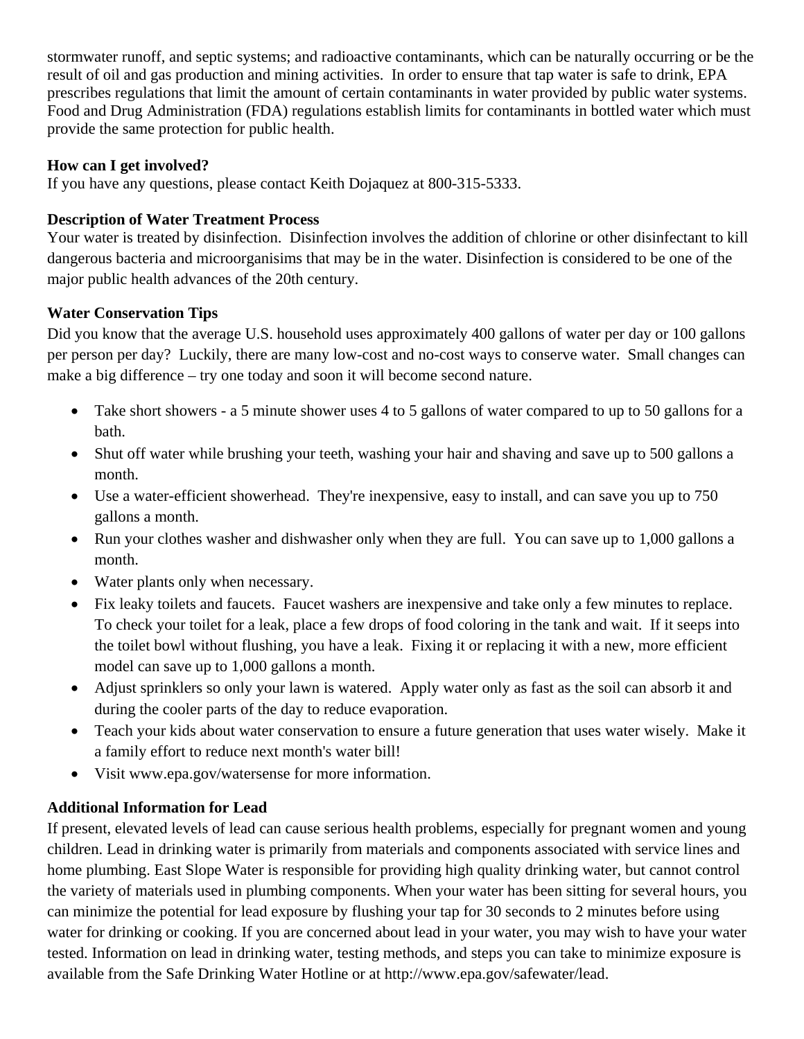stormwater runoff, and septic systems; and radioactive contaminants, which can be naturally occurring or be the result of oil and gas production and mining activities. In order to ensure that tap water is safe to drink, EPA prescribes regulations that limit the amount of certain contaminants in water provided by public water systems. Food and Drug Administration (FDA) regulations establish limits for contaminants in bottled water which must provide the same protection for public health.

**How can I get involved?**

If you have any questions, please contact Keith Dojaquez at 800-315-5333.

**Description of Water Treatment Process**

Your water is treated by disinfection. Disinfection involves the addition of chlorine or other disinfectant to kill dangerous bacteria and microorganisims that may be in the water. Disinfection is considered to be one of the major public health advances of the 20th century.

**Water Conservation Tips**

Did you know that the average U.S. household uses approximately 400 gallons of water per day or 100 gallons per person per day? Luckily, there are many low-cost and no-cost ways to conserve water. Small changes can make a big difference – try one today and soon it will become second nature.

- Take short showers - a 5 minute shower uses 4 to 5 gallons of water compared to up to 50 gallons for a bath.
- Shut off water while brushing your teeth, washing your hair and shaving and save up to 500 gallons a month.
- Use a water-efficient showerhead. They're inexpensive, easy to install, and can save you up to 750 gallons a month.
- Run your clothes washer and dishwasher only when they are full. You can save up to 1,000 gallons a month.
- Water plants only when necessary.
- Fix leaky toilets and faucets. Faucet washers are inexpensive and take only a few minutes to replace. To check your toilet for a leak, place a few drops of food coloring in the tank and wait. If it seeps into the toilet bowl without flushing, you have a leak. Fixing it or replacing it with a new, more efficient model can save up to 1,000 gallons a month.
- Adjust sprinklers so only your lawn is watered. Apply water only as fast as the soil can absorb it and during the cooler parts of the day to reduce evaporation.
- Teach your kids about water conservation to ensure a future generation that uses water wisely. Make it a family effort to reduce next month's water bill!
- Visit www.epa.gov/watersense for more information.

**Additional Information for Lead**

If present, elevated levels of lead can cause serious health problems, especially for pregnant women and young children. Lead in drinking water is primarily from materials and components associated with service lines and home plumbing. East Slope Water is responsible for providing high quality drinking water, but cannot control the variety of materials used in plumbing components. When your water has been sitting for several hours, you can minimize the potential for lead exposure by flushing your tap for 30 seconds to 2 minutes before using water for drinking or cooking. If you are concerned about lead in your water, you may wish to have your water tested. Information on lead in drinking water, testing methods, and steps you can take to minimize exposure is available from the Safe Drinking Water Hotline or at http://www.epa.gov/safewater/lead.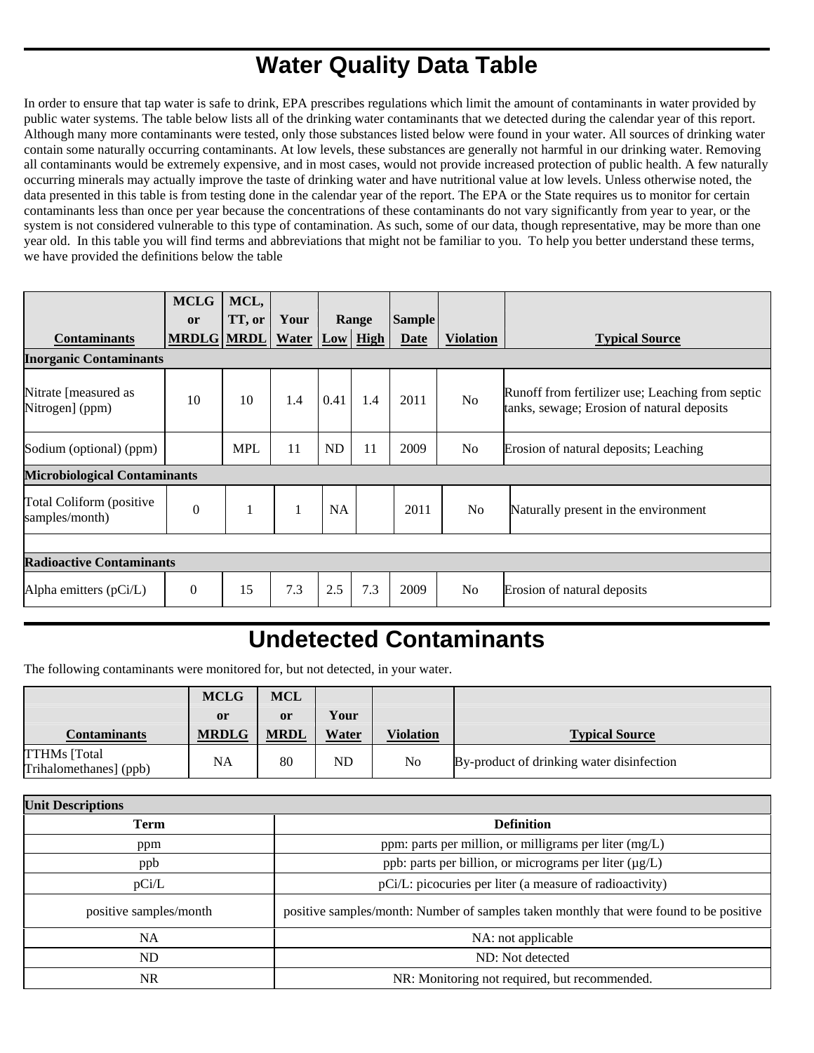# Water Quality Data Table

In order to ensure that tap water is safe to drink, EPA prescribes regulations which limit the amount of contaminants in water provided by public water systems. The table below lists all of the drinking water contaminants that we detected during the calendar year of this report. Although many more contaminants were tested, only those substances listed below were found in your water. All sources of drinking water contain some naturally occurring contaminants. At low levels, these substances are generally not harmful in our drinking water. Removing all contaminants would be extremely expensive, and in most cases, would not provide increased protection of public health. A few naturally occurring minerals may actually improve the taste of drinking water and have nutritional value at low levels. Unless otherwise noted, the data presented in this table is from testing done in the calendar year of the report. The EPA or the State requires us to monitor for certain contaminants less than once per year because the concentrations of these contaminants do not vary significantly from year to year, or the system is not considered vulnerable to this type of contamination. As such, some of our data, though representative, may be more than one year old. In this table you will find terms and abbreviations that might not be familiar to you. To help you better understand these terms, we have provided the definitions below the table

| Contaminants | MCLG or MRDLG | MCL, TT, or MRDL | Your Water | Range Low | Range High | Sample Date | Violation | Typical Source |
|---|---|---|---|---|---|---|---|---|
| **Inorganic Contaminants** | | | | | | | | |
| Nitrate [measured as Nitrogen] (ppm) | 10 | 10 | 1.4 | 0.41 | 1.4 | 2011 | No | Runoff from fertilizer use; Leaching from septic tanks, sewage; Erosion of natural deposits |
| Sodium (optional) (ppm) | | MPL | 11 | ND | 11 | 2009 | No | Erosion of natural deposits; Leaching |
| **Microbiological Contaminants** | | | | | | | | |
| Total Coliform (positive samples/month) | 0 | 1 | 1 | NA | | 2011 | No | Naturally present in the environment |
| | | | | | | | | |
| **Radioactive Contaminants** | | | | | | | | |
| Alpha emitters (pCi/L) | 0 | 15 | 7.3 | 2.5 | 7.3 | 2009 | No | Erosion of natural deposits |

# Undetected Contaminants

The following contaminants were monitored for, but not detected, in your water.

| Contaminants | MCLG or MRDLG | MCL or MRDL | Your Water | Violation | Typical Source |
|---|---|---|---|---|---|
| TTHMs [Total Trihalomethanes] (ppb) | NA | 80 | ND | No | By-product of drinking water disinfection |

| Unit Descriptions | |
|---|---|
| **Term** | **Definition** |
| ppm | ppm: parts per million, or milligrams per liter (mg/L) |
| ppb | ppb: parts per billion, or micrograms per liter (μg/L) |
| pCi/L | pCi/L: picocuries per liter (a measure of radioactivity) |
| positive samples/month | positive samples/month: Number of samples taken monthly that were found to be positive |
| NA | NA: not applicable |
| ND | ND: Not detected |
| NR | NR: Monitoring not required, but recommended. |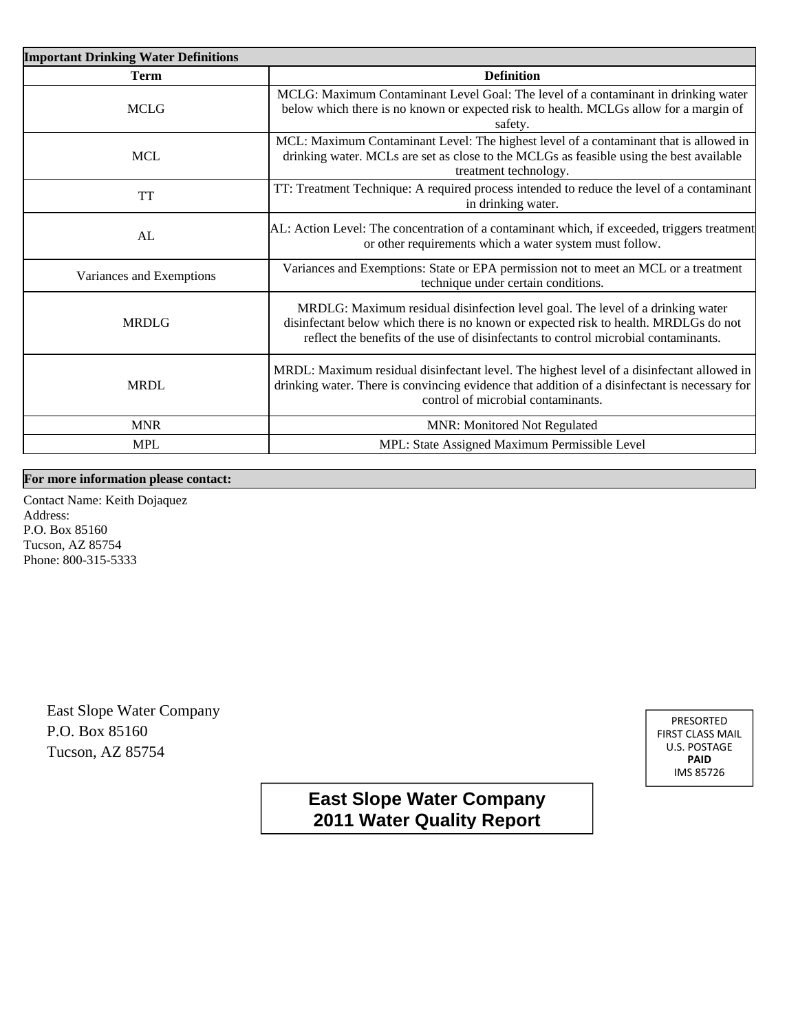| Important Drinking Water Definitions | |
|---|---|
| **Term** | **Definition** |
| MCLG | MCLG: Maximum Contaminant Level Goal: The level of a contaminant in drinking water below which there is no known or expected risk to health. MCLGs allow for a margin of safety. |
| MCL | MCL: Maximum Contaminant Level: The highest level of a contaminant that is allowed in drinking water. MCLs are set as close to the MCLGs as feasible using the best available treatment technology. |
| TT | TT: Treatment Technique: A required process intended to reduce the level of a contaminant in drinking water. |
| AL | AL: Action Level: The concentration of a contaminant which, if exceeded, triggers treatment or other requirements which a water system must follow. |
| Variances and Exemptions | Variances and Exemptions: State or EPA permission not to meet an MCL or a treatment technique under certain conditions. |
| MRDLG | MRDLG: Maximum residual disinfection level goal. The level of a drinking water disinfectant below which there is no known or expected risk to health. MRDLGs do not reflect the benefits of the use of disinfectants to control microbial contaminants. |
| MRDL | MRDL: Maximum residual disinfectant level. The highest level of a disinfectant allowed in drinking water. There is convincing evidence that addition of a disinfectant is necessary for control of microbial contaminants. |
| MNR | MNR: Monitored Not Regulated |
| MPL | MPL: State Assigned Maximum Permissible Level |

**For more information please contact:**

Contact Name: Keith Dojaquez
Address:
P.O. Box 85160
Tucson, AZ 85754
Phone: 800-315-5333

East Slope Water Company
P.O. Box 85160
Tucson, AZ 85754

PRESORTED
FIRST CLASS MAIL
U.S. POSTAGE
**PAID**
IMS 85726

**East Slope Water Company**
**2011 Water Quality Report**